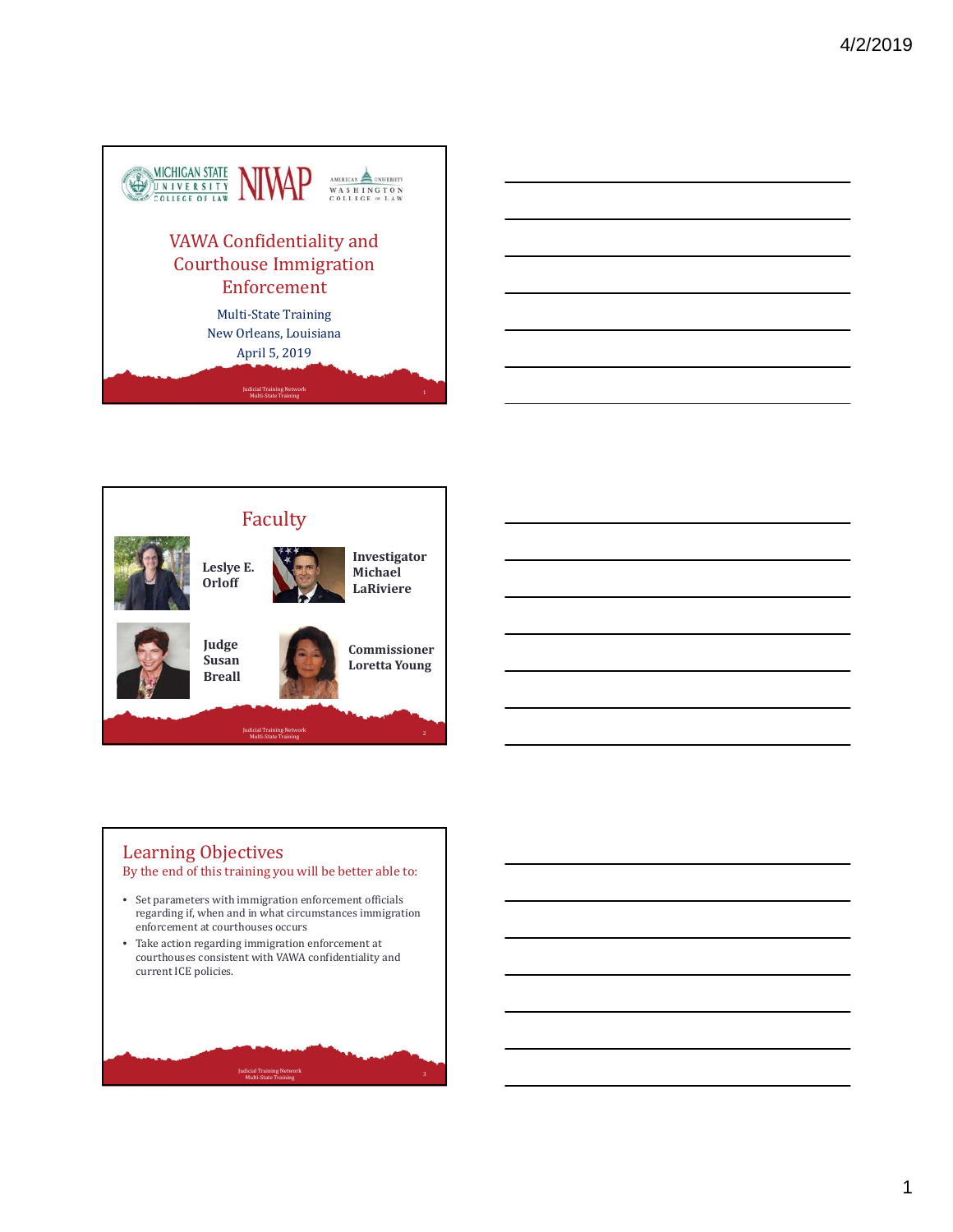# VAWA Confidentiality and Courthouse Immigration Enforcement

Multi-State Training
New Orleans, Louisiana
April 5, 2019

## Faculty

**Leslye E. Orloff**

**Investigator Michael LaRiviere**

**Judge Susan Breall**

**Commissioner Loretta Young**

## Learning Objectives

By the end of this training you will be better able to:

- Set parameters with immigration enforcement officials regarding if, when and in what circumstances immigration enforcement at courthouses occurs
- Take action regarding immigration enforcement at courthouses consistent with VAWA confidentiality and current ICE policies.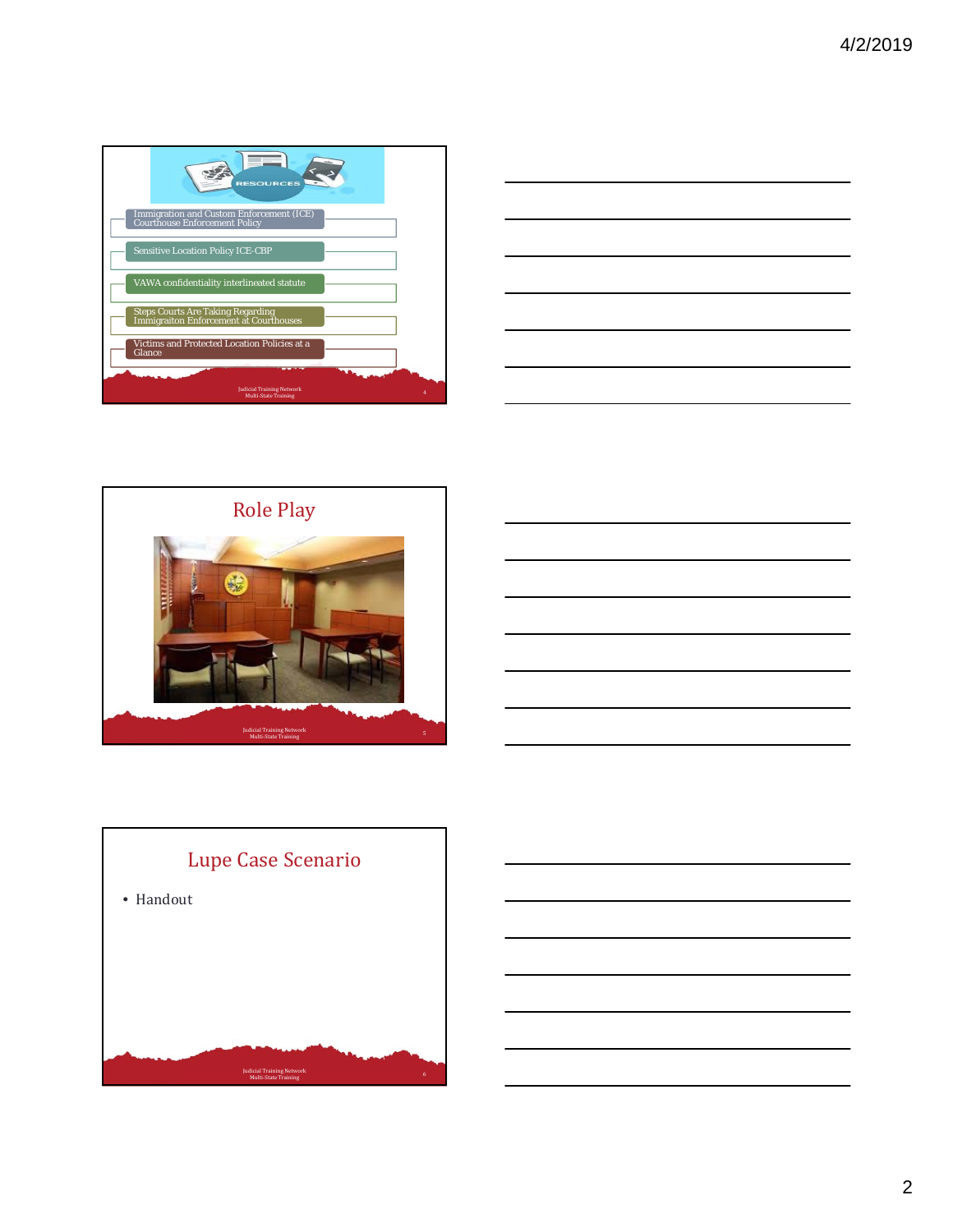RESOURCES

- Immigration and Custom Enforcement (ICE) Courthouse Enforcement Policy
- Sensitive Location Policy ICE-CBP
- VAWA confidentiality interlineated statute
- Steps Courts Are Taking Regarding Immigraiton Enforcement at Courthouses
- Victims and Protected Location Policies at a Glance

Judicial Training Network
Multi-State Training

## Role Play

Judicial Training Network
Multi-State Training

## Lupe Case Scenario

- Handout

Judicial Training Network
Multi-State Training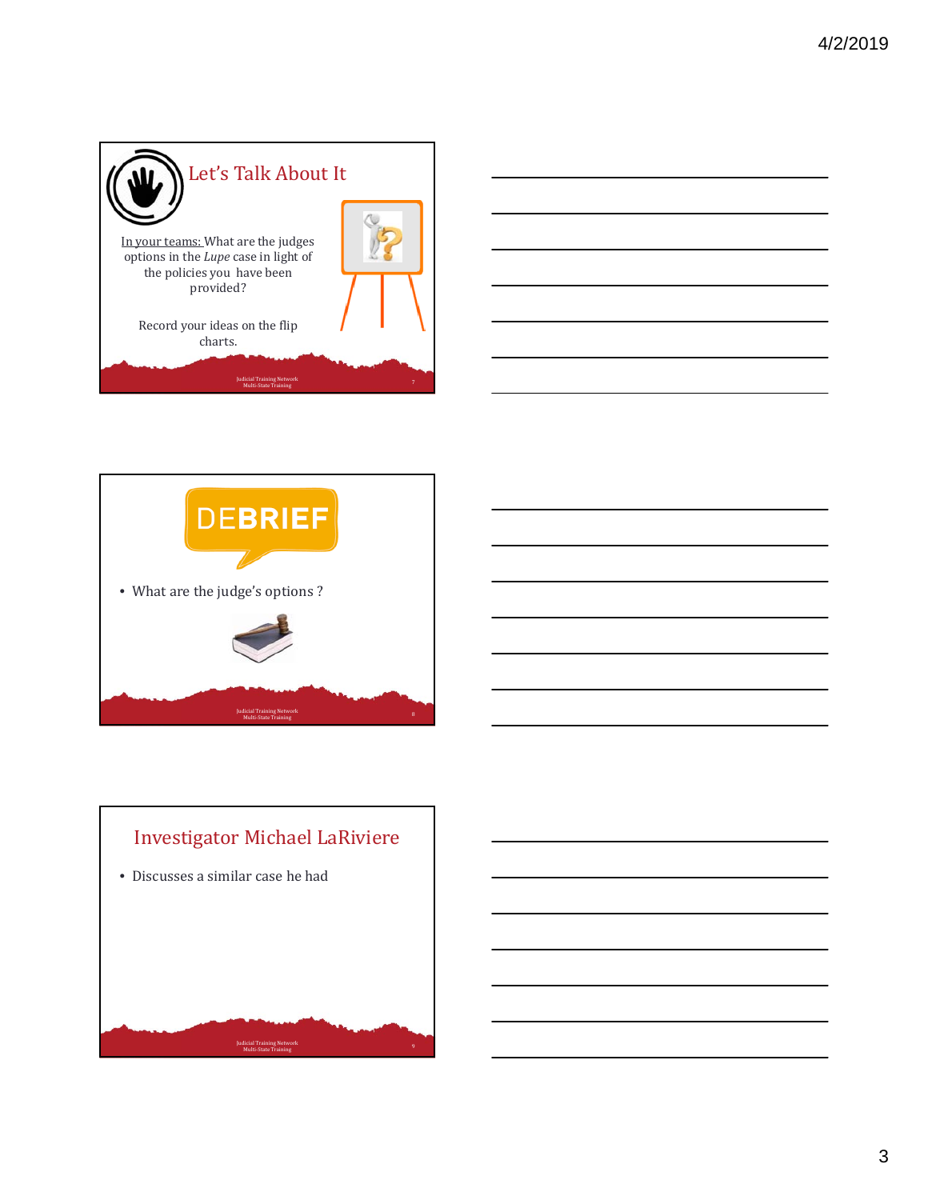## Let's Talk About It

In your teams: What are the judges options in the *Lupe* case in light of the policies you have been provided?

Record your ideas on the flip charts.

Judicial Training Network
Multi-State Training

## DEBRIEF

- What are the judge's options ?

Judicial Training Network
Multi-State Training

## Investigator Michael LaRiviere

- Discusses a similar case he had

Judicial Training Network
Multi-State Training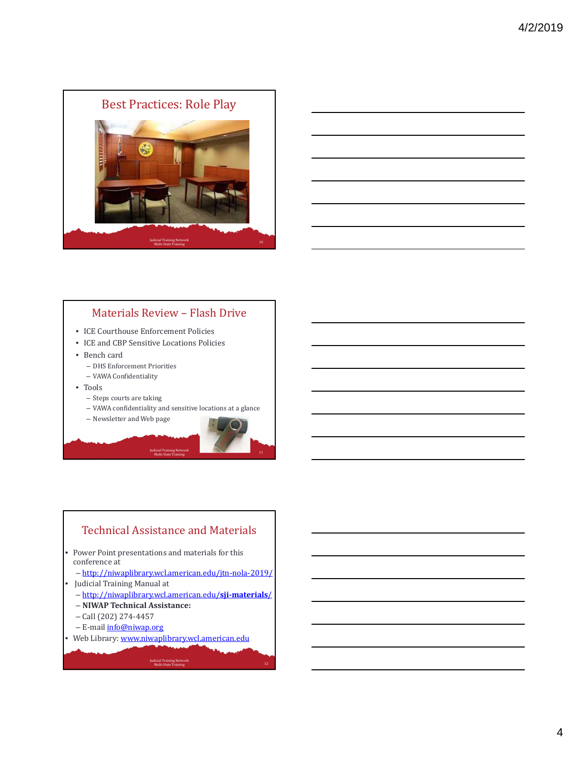## Best Practices: Role Play

## Materials Review – Flash Drive

- ICE Courthouse Enforcement Policies
- ICE and CBP Sensitive Locations Policies
- Bench card
  - DHS Enforcement Priorities
  - VAWA Confidentiality
- Tools
  - Steps courts are taking
  - VAWA confidentiality and sensitive locations at a glance
  - Newsletter and Web page

## Technical Assistance and Materials

- Power Point presentations and materials for this conference at
  - http://niwaplibrary.wcl.american.edu/jtn-nola-2019/
- Judicial Training Manual at
  - http://niwaplibrary.wcl.american.edu/**sji-materials/**
  - **NIWAP Technical Assistance:**
  - Call (202) 274-4457
  - E-mail info@niwap.org
- Web Library: www.niwaplibrary.wcl.american.edu